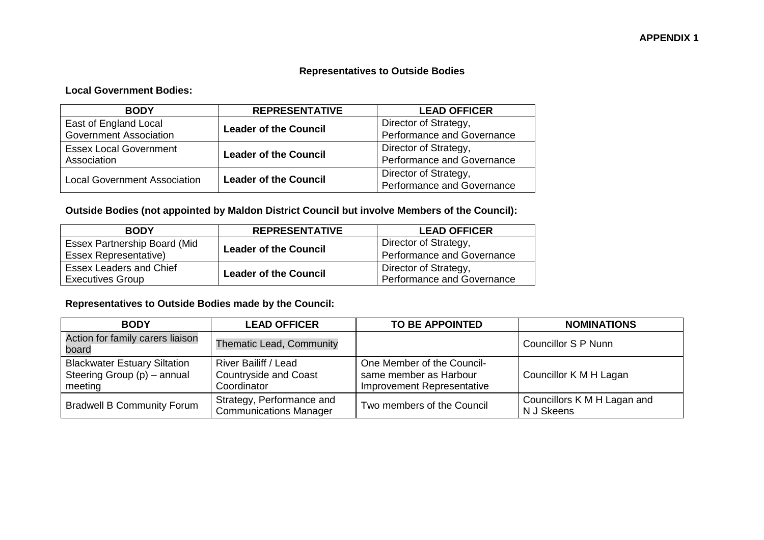**APPENDIX 1**

## Representatives to Outside Bodies

### Local Government Bodies:

| BODY | REPRESENTATIVE | LEAD OFFICER |
|---|---|---|
| East of England Local Government Association | **Leader of the Council** | Director of Strategy, Performance and Governance |
| Essex Local Government Association | **Leader of the Council** | Director of Strategy, Performance and Governance |
| Local Government Association | **Leader of the Council** | Director of Strategy, Performance and Governance |

### Outside Bodies (not appointed by Maldon District Council but involve Members of the Council):

| BODY | REPRESENTATIVE | LEAD OFFICER |
|---|---|---|
| Essex Partnership Board (Mid Essex Representative) | **Leader of the Council** | Director of Strategy, Performance and Governance |
| Essex Leaders and Chief Executives Group | **Leader of the Council** | Director of Strategy, Performance and Governance |

### Representatives to Outside Bodies made by the Council:

| BODY | LEAD OFFICER | TO BE APPOINTED | NOMINATIONS |
|---|---|---|---|
| Action for family carers liaison board | Thematic Lead, Community | | Councillor S P Nunn |
| Blackwater Estuary Siltation Steering Group (p) – annual meeting | River Bailiff / Lead Countryside and Coast Coordinator | One Member of the Council- same member as Harbour Improvement Representative | Councillor K M H Lagan |
| Bradwell B Community Forum | Strategy, Performance and Communications Manager | Two members of the Council | Councillors K M H Lagan and N J Skeens |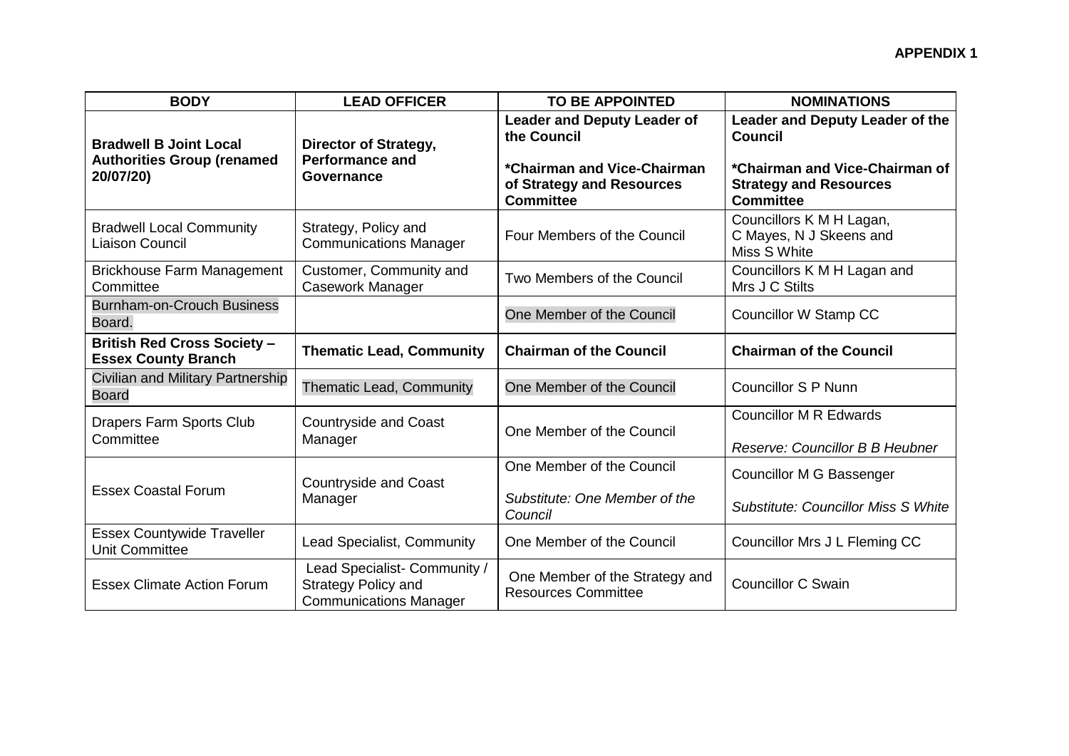**APPENDIX 1**

| BODY | LEAD OFFICER | TO BE APPOINTED | NOMINATIONS |
|---|---|---|---|
| **Bradwell B Joint Local Authorities Group (renamed 20/07/20)** | **Director of Strategy, Performance and Governance** | **Leader and Deputy Leader of the Council**<br><br>***Chairman and Vice-Chairman of Strategy and Resources Committee** | **Leader and Deputy Leader of the Council**<br><br>***Chairman and Vice-Chairman of Strategy and Resources Committee** |
| Bradwell Local Community Liaison Council | Strategy, Policy and Communications Manager | Four Members of the Council | Councillors K M H Lagan, C Mayes, N J Skeens and Miss S White |
| Brickhouse Farm Management Committee | Customer, Community and Casework Manager | Two Members of the Council | Councillors K M H Lagan and Mrs J C Stilts |
| Burnham-on-Crouch Business Board. | | One Member of the Council | Councillor W Stamp CC |
| **British Red Cross Society – Essex County Branch** | **Thematic Lead, Community** | **Chairman of the Council** | **Chairman of the Council** |
| Civilian and Military Partnership Board | Thematic Lead, Community | One Member of the Council | Councillor S P Nunn |
| Drapers Farm Sports Club Committee | Countryside and Coast Manager | One Member of the Council | Councillor M R Edwards<br><br>*Reserve: Councillor B B Heubner* |
| Essex Coastal Forum | Countryside and Coast Manager | One Member of the Council<br><br>*Substitute: One Member of the Council* | Councillor M G Bassenger<br><br>*Substitute: Councillor Miss S White* |
| Essex Countywide Traveller Unit Committee | Lead Specialist, Community | One Member of the Council | Councillor Mrs J L Fleming CC |
| Essex Climate Action Forum | Lead Specialist- Community / Strategy Policy and Communications Manager | One Member of the Strategy and Resources Committee | Councillor C Swain |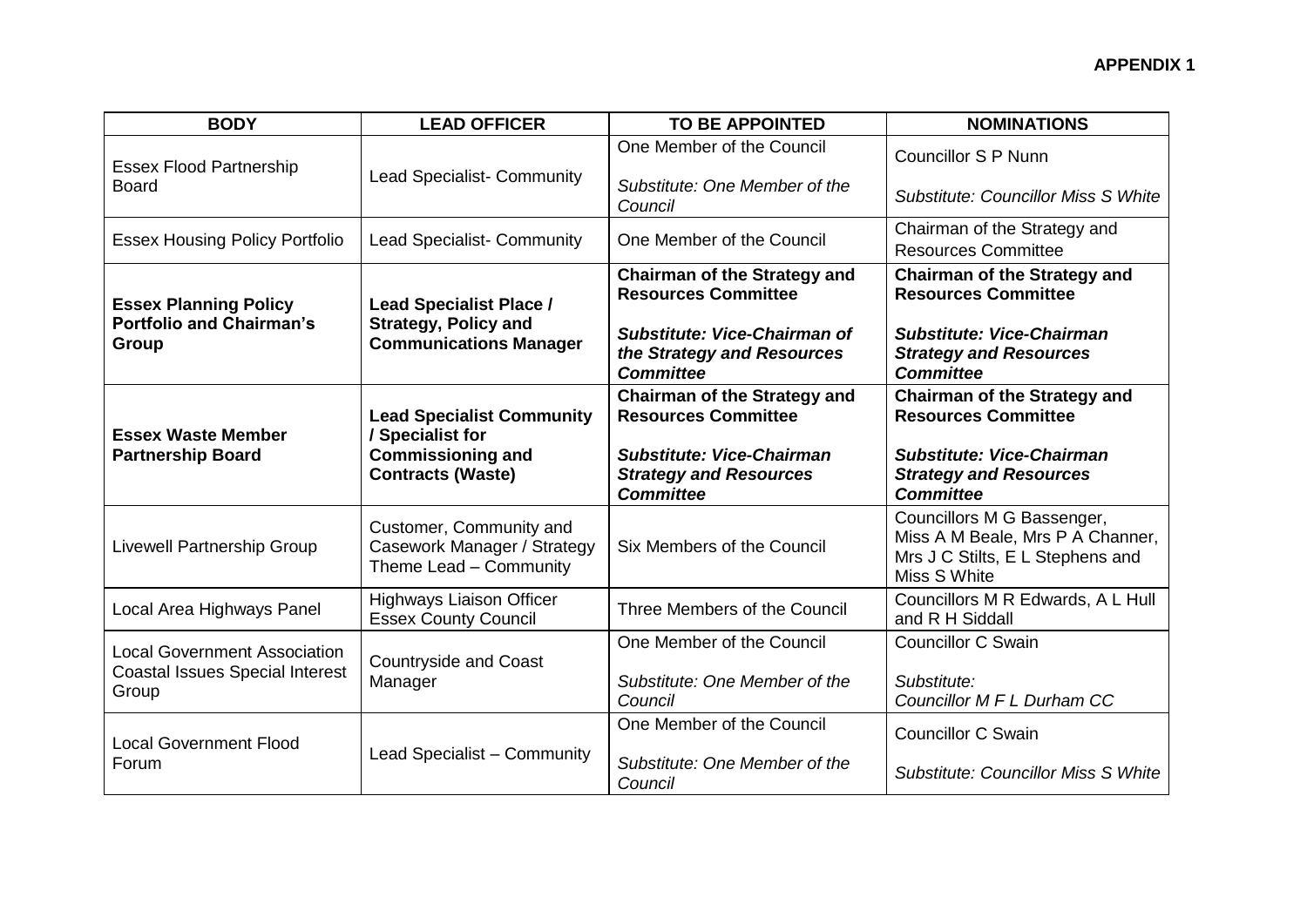**APPENDIX 1**

| BODY | LEAD OFFICER | TO BE APPOINTED | NOMINATIONS |
|---|---|---|---|
| Essex Flood Partnership Board | Lead Specialist- Community | One Member of the Council<br><br>*Substitute: One Member of the Council* | Councillor S P Nunn<br><br>*Substitute: Councillor Miss S White* |
| Essex Housing Policy Portfolio | Lead Specialist- Community | One Member of the Council | Chairman of the Strategy and Resources Committee |
| **Essex Planning Policy Portfolio and Chairman's Group** | **Lead Specialist Place / Strategy, Policy and Communications Manager** | **Chairman of the Strategy and Resources Committee**<br><br>***Substitute: Vice-Chairman of the Strategy and Resources Committee*** | **Chairman of the Strategy and Resources Committee**<br><br>***Substitute: Vice-Chairman Strategy and Resources Committee*** |
| **Essex Waste Member Partnership Board** | **Lead Specialist Community / Specialist for Commissioning and Contracts (Waste)** | **Chairman of the Strategy and Resources Committee**<br><br>***Substitute: Vice-Chairman Strategy and Resources Committee*** | **Chairman of the Strategy and Resources Committee**<br><br>***Substitute: Vice-Chairman Strategy and Resources Committee*** |
| Livewell Partnership Group | Customer, Community and Casework Manager / Strategy Theme Lead – Community | Six Members of the Council | Councillors M G Bassenger, Miss A M Beale, Mrs P A Channer, Mrs J C Stilts, E L Stephens and Miss S White |
| Local Area Highways Panel | Highways Liaison Officer Essex County Council | Three Members of the Council | Councillors M R Edwards, A L Hull and R H Siddall |
| Local Government Association Coastal Issues Special Interest Group | Countryside and Coast Manager | One Member of the Council<br><br>*Substitute: One Member of the Council* | Councillor C Swain<br><br>*Substitute: Councillor M F L Durham CC* |
| Local Government Flood Forum | Lead Specialist – Community | One Member of the Council<br><br>*Substitute: One Member of the Council* | Councillor C Swain<br><br>*Substitute: Councillor Miss S White* |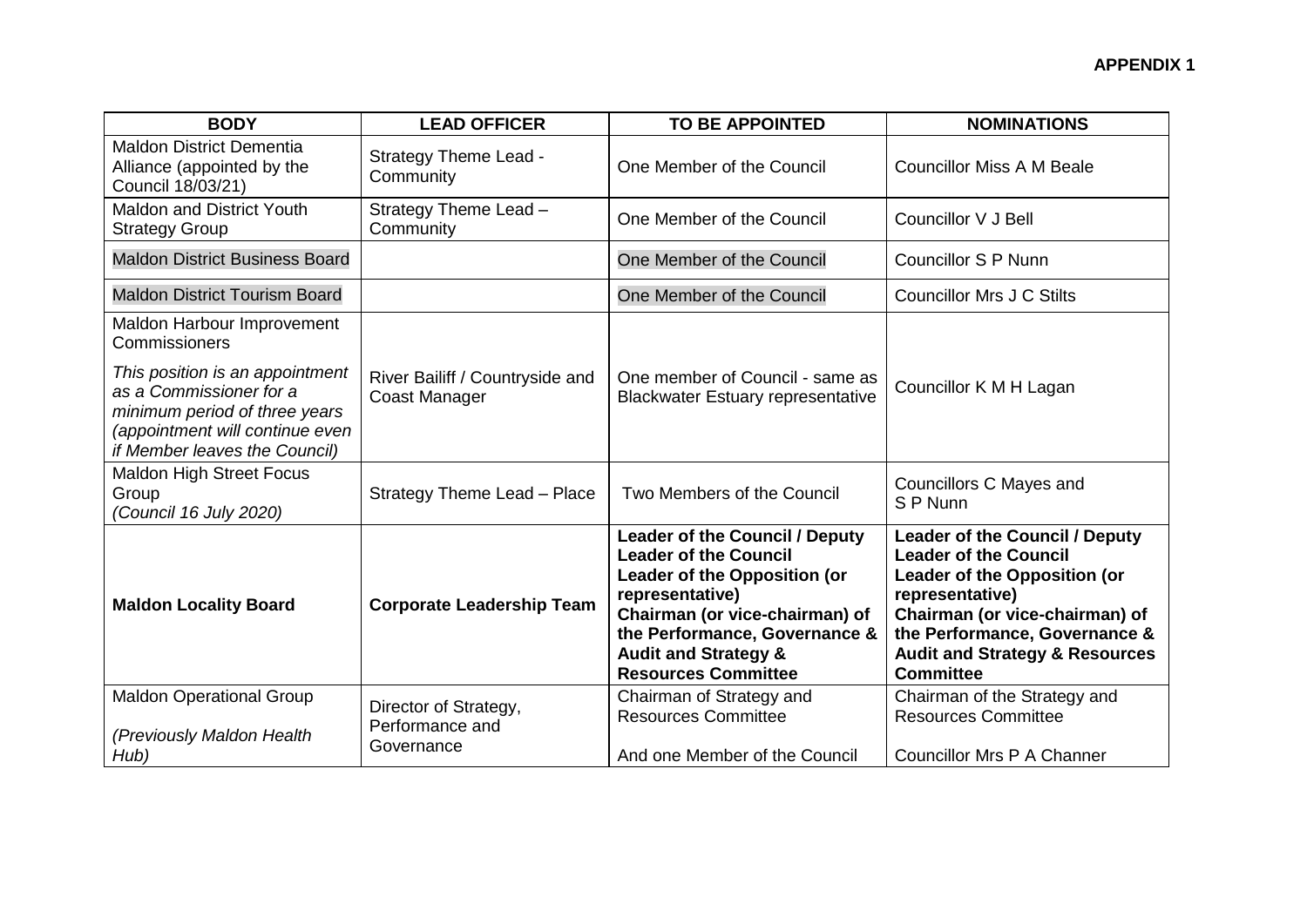**APPENDIX 1**

| BODY | LEAD OFFICER | TO BE APPOINTED | NOMINATIONS |
|---|---|---|---|
| Maldon District Dementia Alliance (appointed by the Council 18/03/21) | Strategy Theme Lead - Community | One Member of the Council | Councillor Miss A M Beale |
| Maldon and District Youth Strategy Group | Strategy Theme Lead – Community | One Member of the Council | Councillor V J Bell |
| Maldon District Business Board | | One Member of the Council | Councillor S P Nunn |
| Maldon District Tourism Board | | One Member of the Council | Councillor Mrs J C Stilts |
| Maldon Harbour Improvement Commissioners<br><br>*This position is an appointment as a Commissioner for a minimum period of three years (appointment will continue even if Member leaves the Council)* | River Bailiff / Countryside and Coast Manager | One member of Council - same as Blackwater Estuary representative | Councillor K M H Lagan |
| Maldon High Street Focus Group<br>*(Council 16 July 2020)* | Strategy Theme Lead – Place | Two Members of the Council | Councillors C Mayes and S P Nunn |
| **Maldon Locality Board** | **Corporate Leadership Team** | **Leader of the Council / Deputy Leader of the Council**<br>**Leader of the Opposition (or representative)**<br>**Chairman (or vice-chairman) of the Performance, Governance & Audit and Strategy & Resources Committee** | **Leader of the Council / Deputy Leader of the Council**<br>**Leader of the Opposition (or representative)**<br>**Chairman (or vice-chairman) of the Performance, Governance & Audit and Strategy & Resources Committee** |
| Maldon Operational Group<br><br>*(Previously Maldon Health Hub)* | Director of Strategy, Performance and Governance | Chairman of Strategy and Resources Committee<br><br>And one Member of the Council | Chairman of the Strategy and Resources Committee<br><br>Councillor Mrs P A Channer |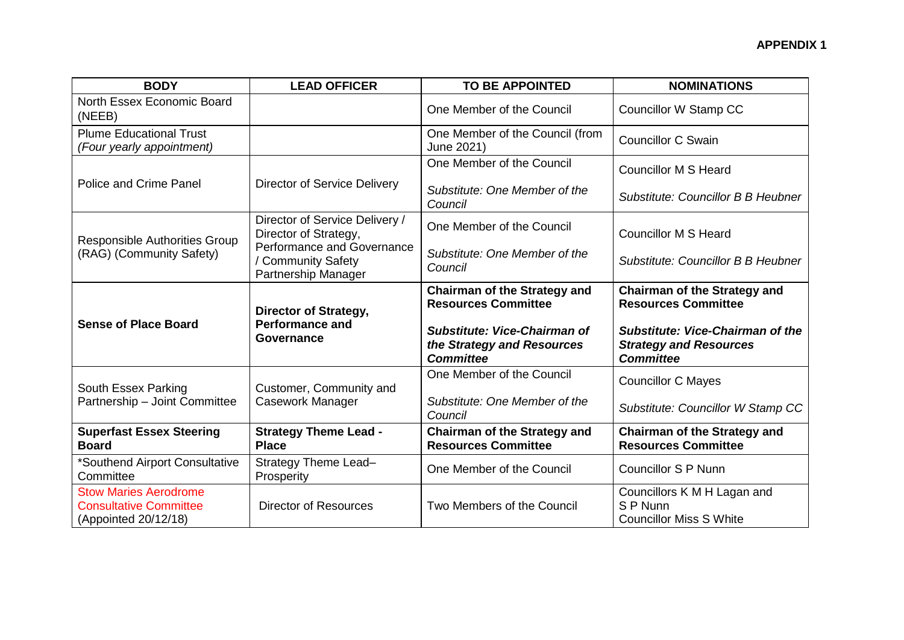**APPENDIX 1**

| BODY | LEAD OFFICER | TO BE APPOINTED | NOMINATIONS |
|---|---|---|---|
| North Essex Economic Board (NEEB) | | One Member of the Council | Councillor W Stamp CC |
| Plume Educational Trust *(Four yearly appointment)* | | One Member of the Council (from June 2021) | Councillor C Swain |
| Police and Crime Panel | Director of Service Delivery | One Member of the Council<br>*Substitute: One Member of the Council* | Councillor M S Heard<br>*Substitute: Councillor B B Heubner* |
| Responsible Authorities Group (RAG) (Community Safety) | Director of Service Delivery / Director of Strategy, Performance and Governance / Community Safety Partnership Manager | One Member of the Council<br>*Substitute: One Member of the Council* | Councillor M S Heard<br>*Substitute: Councillor B B Heubner* |
| **Sense of Place Board** | **Director of Strategy, Performance and Governance** | **Chairman of the Strategy and Resources Committee**<br>***Substitute: Vice-Chairman of the Strategy and Resources Committee*** | **Chairman of the Strategy and Resources Committee**<br>***Substitute: Vice-Chairman of the Strategy and Resources Committee*** |
| South Essex Parking Partnership – Joint Committee | Customer, Community and Casework Manager | One Member of the Council<br>*Substitute: One Member of the Council* | Councillor C Mayes<br>*Substitute: Councillor W Stamp CC* |
| **Superfast Essex Steering Board** | **Strategy Theme Lead - Place** | **Chairman of the Strategy and Resources Committee** | **Chairman of the Strategy and Resources Committee** |
| *Southend Airport Consultative Committee | Strategy Theme Lead– Prosperity | One Member of the Council | Councillor S P Nunn |
| Stow Maries Aerodrome Consultative Committee (Appointed 20/12/18) | Director of Resources | Two Members of the Council | Councillors K M H Lagan and S P Nunn<br>Councillor Miss S White |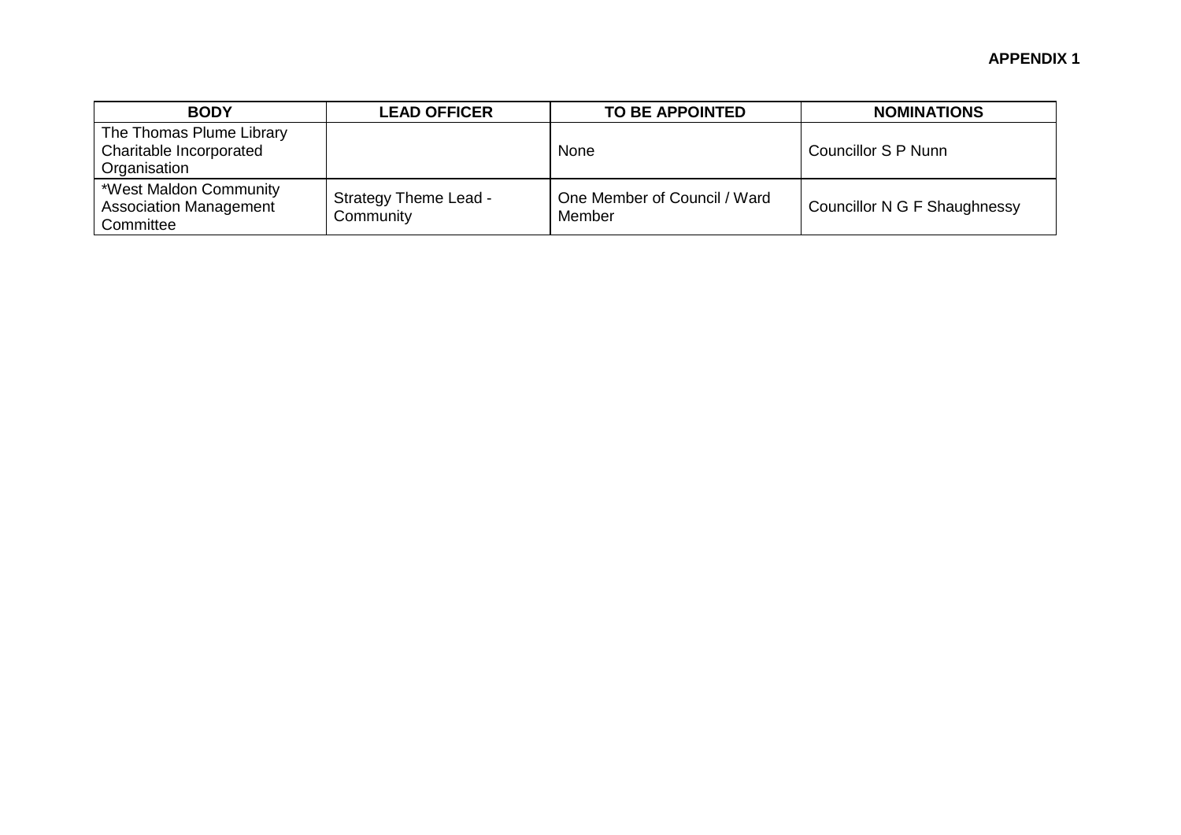**APPENDIX 1**

| BODY | LEAD OFFICER | TO BE APPOINTED | NOMINATIONS |
|---|---|---|---|
| The Thomas Plume Library Charitable Incorporated Organisation | | None | Councillor S P Nunn |
| *West Maldon Community Association Management Committee | Strategy Theme Lead - Community | One Member of Council / Ward Member | Councillor N G F Shaughnessy |